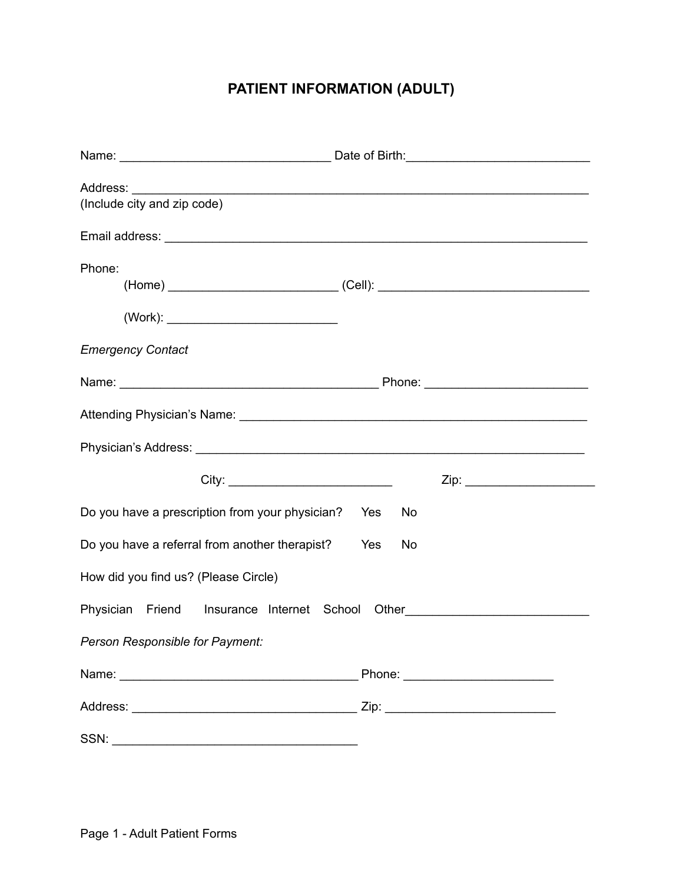# PATIENT INFORMATION (ADULT)

Name: ______________________________ Date of Birth:___________________________

Address: ___________________________________________________________________
(Include city and zip code)

Email address: ______________________________________________________________

Phone:
(Home) ________________________ (Cell): ______________________________

(Work): ________________________

*Emergency Contact*

Name: ______________________________________ Phone: ________________________

Attending Physician's Name: ___________________________________________________

Physician's Address: _________________________________________________________

City: ________________________ Zip: ___________________

Do you have a prescription from your physician? Yes No

Do you have a referral from another therapist? Yes No

How did you find us? (Please Circle)

Physician Friend Insurance Internet School Other__________________________

*Person Responsible for Payment:*

Name: ___________________________________ Phone: _____________________

Address: _________________________________ Zip: ________________________

SSN: ____________________________________

Page 1 - Adult Patient Forms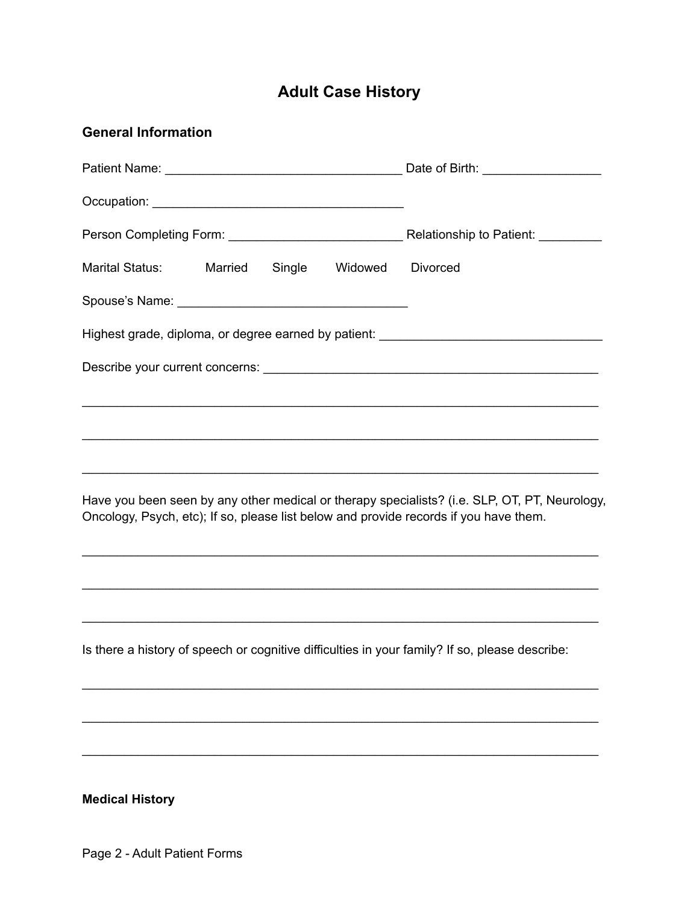# Adult Case History

## General Information

Patient Name: _________________________________ Date of Birth: ________________

Occupation: ___________________________________

Person Completing Form: ________________________ Relationship to Patient: _________

Marital Status: Married Single Widowed Divorced

Spouse's Name: ________________________________

Highest grade, diploma, or degree earned by patient: ______________________________

Describe your current concerns: ______________________________________________

________________________________________________________________________

________________________________________________________________________

________________________________________________________________________

Have you been seen by any other medical or therapy specialists? (i.e. SLP, OT, PT, Neurology, Oncology, Psych, etc); If so, please list below and provide records if you have them.

________________________________________________________________________

________________________________________________________________________

________________________________________________________________________

Is there a history of speech or cognitive difficulties in your family? If so, please describe:

________________________________________________________________________

________________________________________________________________________

________________________________________________________________________

## Medical History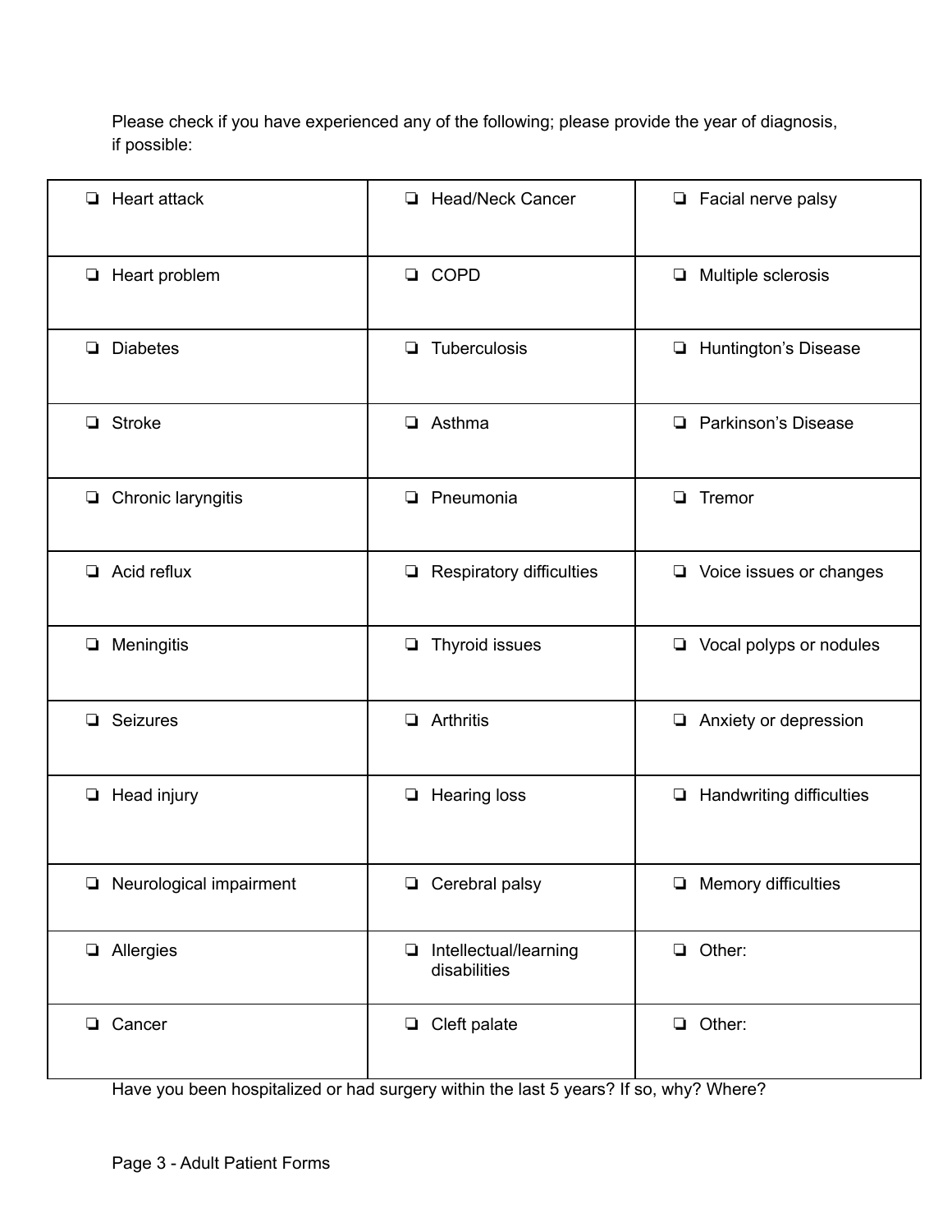Please check if you have experienced any of the following; please provide the year of diagnosis, if possible:

| | | |
|---|---|---|
| ❏ Heart attack | ❏ Head/Neck Cancer | ❏ Facial nerve palsy |
| ❏ Heart problem | ❏ COPD | ❏ Multiple sclerosis |
| ❏ Diabetes | ❏ Tuberculosis | ❏ Huntington's Disease |
| ❏ Stroke | ❏ Asthma | ❏ Parkinson's Disease |
| ❏ Chronic laryngitis | ❏ Pneumonia | ❏ Tremor |
| ❏ Acid reflux | ❏ Respiratory difficulties | ❏ Voice issues or changes |
| ❏ Meningitis | ❏ Thyroid issues | ❏ Vocal polyps or nodules |
| ❏ Seizures | ❏ Arthritis | ❏ Anxiety or depression |
| ❏ Head injury | ❏ Hearing loss | ❏ Handwriting difficulties |
| ❏ Neurological impairment | ❏ Cerebral palsy | ❏ Memory difficulties |
| ❏ Allergies | ❏ Intellectual/learning disabilities | ❏ Other: |
| ❏ Cancer | ❏ Cleft palate | ❏ Other: |

Have you been hospitalized or had surgery within the last 5 years? If so, why? Where?

Page 3 - Adult Patient Forms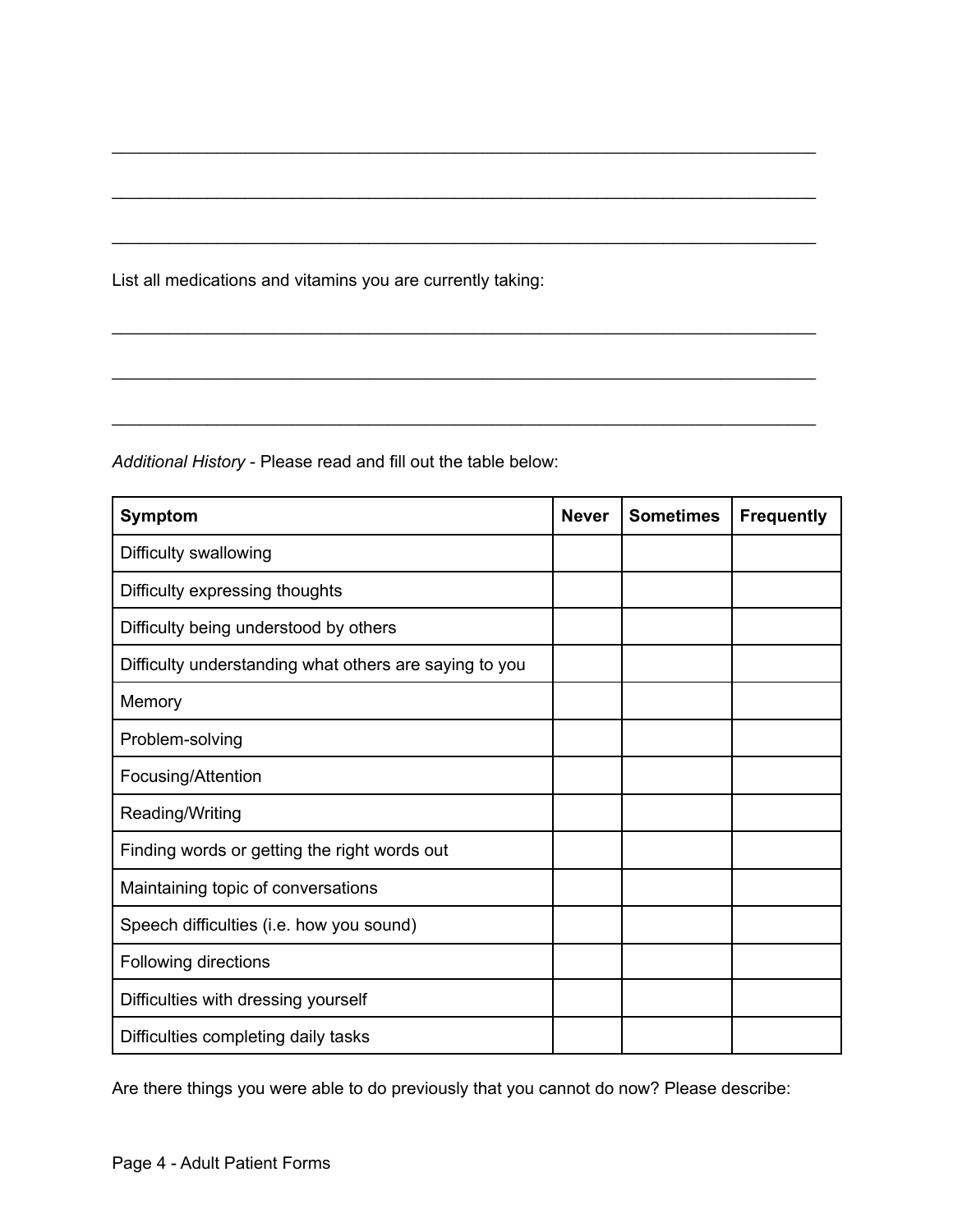\_\_\_\_\_\_\_\_\_\_\_\_\_\_\_\_\_\_\_\_\_\_\_\_\_\_\_\_\_\_\_\_\_\_\_\_\_\_\_\_\_\_\_\_\_\_\_\_\_\_\_\_\_\_\_\_\_\_\_\_\_\_\_\_\_\_\_\_\_\_\_\_\_\_\_\_

\_\_\_\_\_\_\_\_\_\_\_\_\_\_\_\_\_\_\_\_\_\_\_\_\_\_\_\_\_\_\_\_\_\_\_\_\_\_\_\_\_\_\_\_\_\_\_\_\_\_\_\_\_\_\_\_\_\_\_\_\_\_\_\_\_\_\_\_\_\_\_\_\_\_\_\_

\_\_\_\_\_\_\_\_\_\_\_\_\_\_\_\_\_\_\_\_\_\_\_\_\_\_\_\_\_\_\_\_\_\_\_\_\_\_\_\_\_\_\_\_\_\_\_\_\_\_\_\_\_\_\_\_\_\_\_\_\_\_\_\_\_\_\_\_\_\_\_\_\_\_\_\_

List all medications and vitamins you are currently taking:

\_\_\_\_\_\_\_\_\_\_\_\_\_\_\_\_\_\_\_\_\_\_\_\_\_\_\_\_\_\_\_\_\_\_\_\_\_\_\_\_\_\_\_\_\_\_\_\_\_\_\_\_\_\_\_\_\_\_\_\_\_\_\_\_\_\_\_\_\_\_\_\_\_\_\_\_

\_\_\_\_\_\_\_\_\_\_\_\_\_\_\_\_\_\_\_\_\_\_\_\_\_\_\_\_\_\_\_\_\_\_\_\_\_\_\_\_\_\_\_\_\_\_\_\_\_\_\_\_\_\_\_\_\_\_\_\_\_\_\_\_\_\_\_\_\_\_\_\_\_\_\_\_

\_\_\_\_\_\_\_\_\_\_\_\_\_\_\_\_\_\_\_\_\_\_\_\_\_\_\_\_\_\_\_\_\_\_\_\_\_\_\_\_\_\_\_\_\_\_\_\_\_\_\_\_\_\_\_\_\_\_\_\_\_\_\_\_\_\_\_\_\_\_\_\_\_\_\_\_

*Additional History* - Please read and fill out the table below:

| **Symptom** | **Never** | **Sometimes** | **Frequently** |
|---|---|---|---|
| Difficulty swallowing | | | |
| Difficulty expressing thoughts | | | |
| Difficulty being understood by others | | | |
| Difficulty understanding what others are saying to you | | | |
| Memory | | | |
| Problem-solving | | | |
| Focusing/Attention | | | |
| Reading/Writing | | | |
| Finding words or getting the right words out | | | |
| Maintaining topic of conversations | | | |
| Speech difficulties (i.e. how you sound) | | | |
| Following directions | | | |
| Difficulties with dressing yourself | | | |
| Difficulties completing daily tasks | | | |

Are there things you were able to do previously that you cannot do now? Please describe: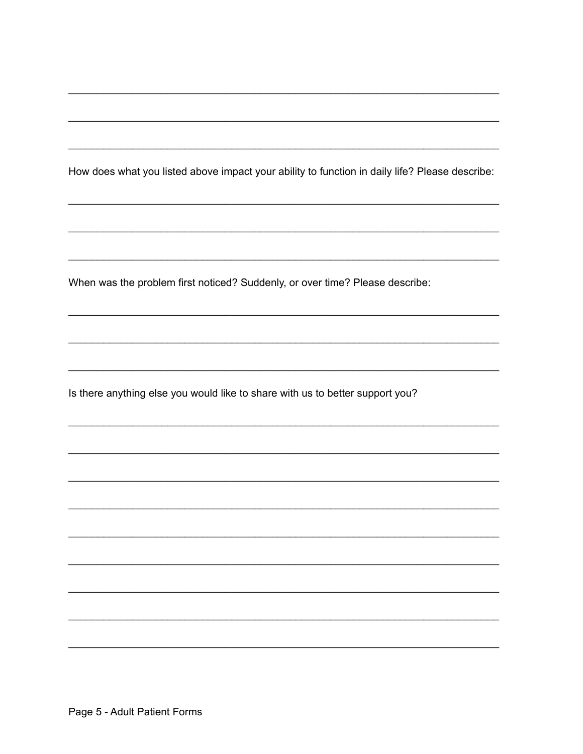_______________________________________________________________________

_______________________________________________________________________

_______________________________________________________________________

How does what you listed above impact your ability to function in daily life? Please describe:

_______________________________________________________________________

_______________________________________________________________________

_______________________________________________________________________

When was the problem first noticed? Suddenly, or over time? Please describe:

_______________________________________________________________________

_______________________________________________________________________

_______________________________________________________________________

Is there anything else you would like to share with us to better support you?

_______________________________________________________________________

_______________________________________________________________________

_______________________________________________________________________

_______________________________________________________________________

_______________________________________________________________________

_______________________________________________________________________

_______________________________________________________________________

_______________________________________________________________________

_______________________________________________________________________